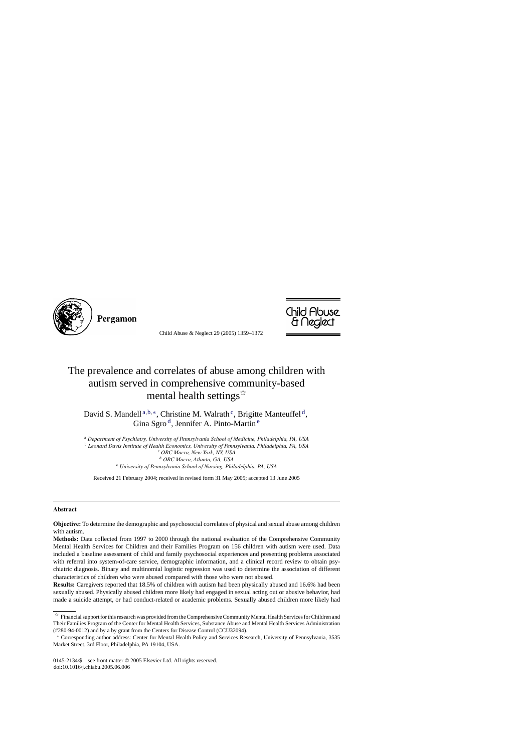# The prevalence and correlates of abuse among children with autism served in comprehensive community-based mental health settings☆

David S. Mandell[a,b,∗], Christine M. Walrath[c], Brigitte Manteuffel[d], Gina Sgro[d], Jennifer A. Pinto-Martin[e]

[a] *Department of Psychiatry, University of Pennsylvania School of Medicine, Philadelphia, PA, USA*
[b] *Leonard Davis Institute of Health Economics, University of Pennsylvania, Philadelphia, PA, USA*
[c] *ORC Macro, New York, NY, USA*
[d] *ORC Macro, Atlanta, GA, USA*
[e] *University of Pennsylvania School of Nursing, Philadelphia, PA, USA*

Received 21 February 2004; received in revised form 31 May 2005; accepted 13 June 2005

## Abstract

**Objective:** To determine the demographic and psychosocial correlates of physical and sexual abuse among children with autism.

**Methods:** Data collected from 1997 to 2000 through the national evaluation of the Comprehensive Community Mental Health Services for Children and their Families Program on 156 children with autism were used. Data included a baseline assessment of child and family psychosocial experiences and presenting problems associated with referral into system-of-care service, demographic information, and a clinical record review to obtain psychiatric diagnosis. Binary and multinomial logistic regression was used to determine the association of different characteristics of children who were abused compared with those who were not abused.

**Results:** Caregivers reported that 18.5% of children with autism had been physically abused and 16.6% had been sexually abused. Physically abused children more likely had engaged in sexual acting out or abusive behavior, had made a suicide attempt, or had conduct-related or academic problems. Sexually abused children more likely had

☆ Financial support for this research was provided from the Comprehensive Community Mental Health Services for Children and Their Families Program of the Center for Mental Health Services, Substance Abuse and Mental Health Services Administration (#280-94-0012) and by a by grant from the Centers for Disease Control (CCU32094).

∗ Corresponding author address: Center for Mental Health Policy and Services Research, University of Pennsylvania, 3535 Market Street, 3rd Floor, Philadelphia, PA 19104, USA.

0145-2134/$ – see front matter © 2005 Elsevier Ltd. All rights reserved.
doi:10.1016/j.chiabu.2005.06.006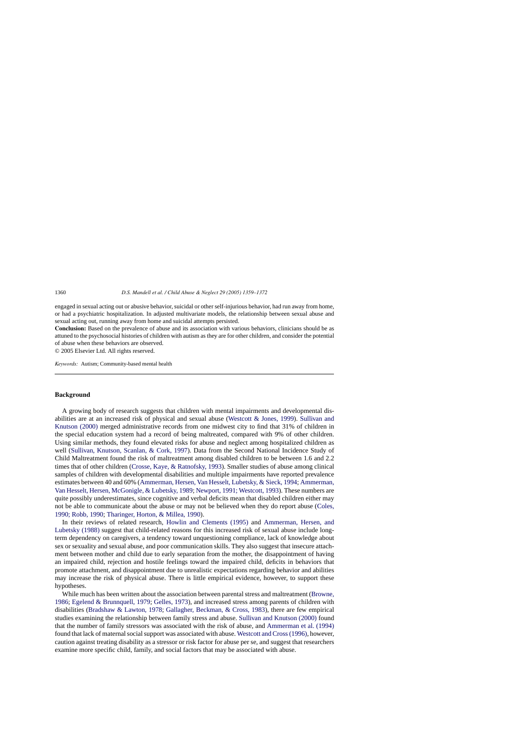engaged in sexual acting out or abusive behavior, suicidal or other self-injurious behavior, had run away from home, or had a psychiatric hospitalization. In adjusted multivariate models, the relationship between sexual abuse and sexual acting out, running away from home and suicidal attempts persisted.

**Conclusion:** Based on the prevalence of abuse and its association with various behaviors, clinicians should be as attuned to the psychosocial histories of children with autism as they are for other children, and consider the potential of abuse when these behaviors are observed.

© 2005 Elsevier Ltd. All rights reserved.

*Keywords:* Autism; Community-based mental health

## Background

A growing body of research suggests that children with mental impairments and developmental disabilities are at an increased risk of physical and sexual abuse (Westcott & Jones, 1999). Sullivan and Knutson (2000) merged administrative records from one midwest city to find that 31% of children in the special education system had a record of being maltreated, compared with 9% of other children. Using similar methods, they found elevated risks for abuse and neglect among hospitalized children as well (Sullivan, Knutson, Scanlan, & Cork, 1997). Data from the Second National Incidence Study of Child Maltreatment found the risk of maltreatment among disabled children to be between 1.6 and 2.2 times that of other children (Crosse, Kaye, & Ratnofsky, 1993). Smaller studies of abuse among clinical samples of children with developmental disabilities and multiple impairments have reported prevalence estimates between 40 and 60% (Ammerman, Hersen, Van Hesselt, Lubetsky, & Sieck, 1994; Ammerman, Van Hesselt, Hersen, McGonigle, & Lubetsky, 1989; Newport, 1991; Westcott, 1993). These numbers are quite possibly underestimates, since cognitive and verbal deficits mean that disabled children either may not be able to communicate about the abuse or may not be believed when they do report abuse (Coles, 1990; Robb, 1990; Tharinger, Horton, & Millea, 1990).

In their reviews of related research, Howlin and Clements (1995) and Ammerman, Hersen, and Lubetsky (1988) suggest that child-related reasons for this increased risk of sexual abuse include long-term dependency on caregivers, a tendency toward unquestioning compliance, lack of knowledge about sex or sexuality and sexual abuse, and poor communication skills. They also suggest that insecure attachment between mother and child due to early separation from the mother, the disappointment of having an impaired child, rejection and hostile feelings toward the impaired child, deficits in behaviors that promote attachment, and disappointment due to unrealistic expectations regarding behavior and abilities may increase the risk of physical abuse. There is little empirical evidence, however, to support these hypotheses.

While much has been written about the association between parental stress and maltreatment (Browne, 1986; Egelend & Brunnquell, 1979; Gelles, 1973), and increased stress among parents of children with disabilities (Bradshaw & Lawton, 1978; Gallagher, Beckman, & Cross, 1983), there are few empirical studies examining the relationship between family stress and abuse. Sullivan and Knutson (2000) found that the number of family stressors was associated with the risk of abuse, and Ammerman et al. (1994) found that lack of maternal social support was associated with abuse. Westcott and Cross (1996), however, caution against treating disability as a stressor or risk factor for abuse per se, and suggest that researchers examine more specific child, family, and social factors that may be associated with abuse.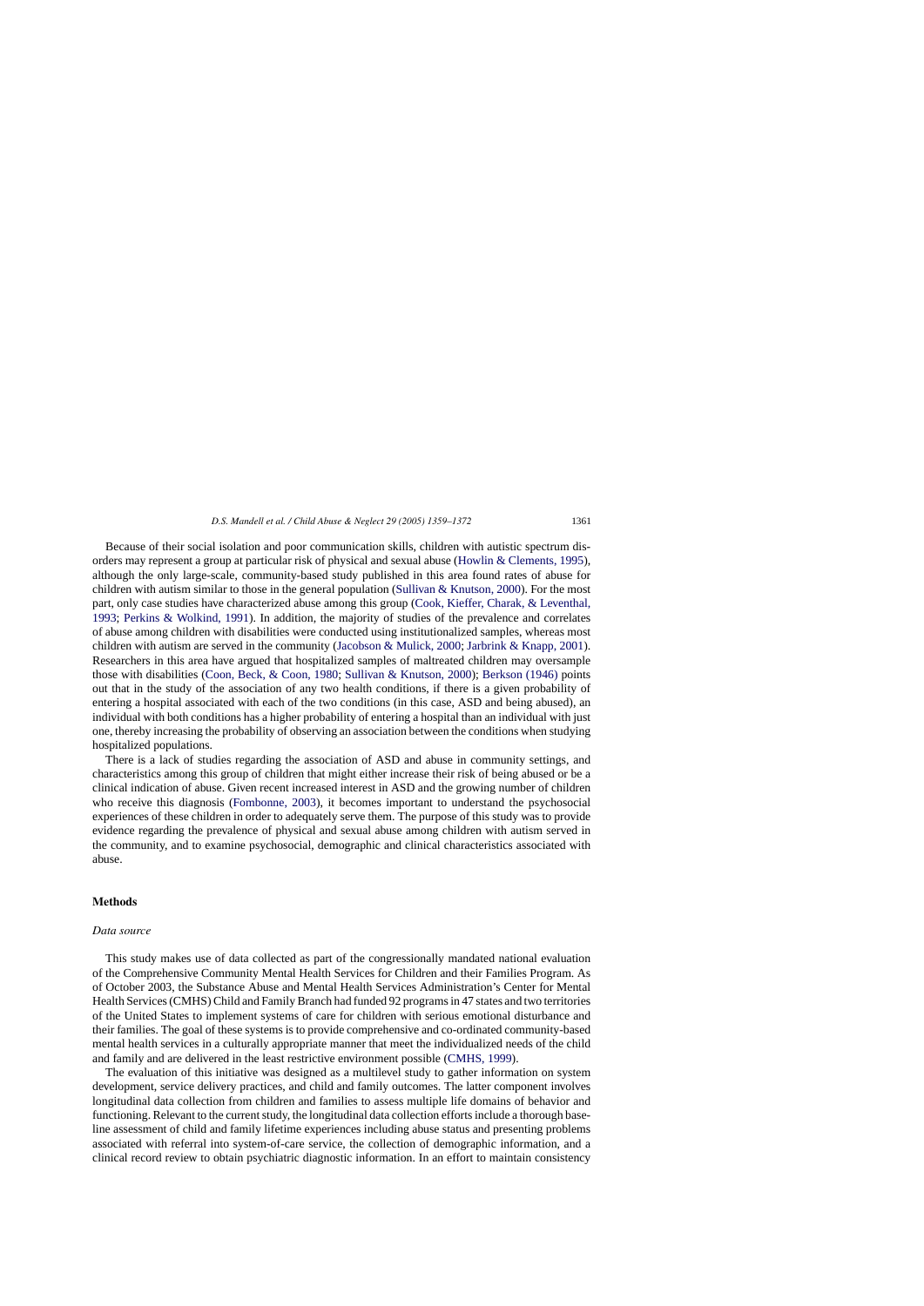Because of their social isolation and poor communication skills, children with autistic spectrum disorders may represent a group at particular risk of physical and sexual abuse (Howlin & Clements, 1995), although the only large-scale, community-based study published in this area found rates of abuse for children with autism similar to those in the general population (Sullivan & Knutson, 2000). For the most part, only case studies have characterized abuse among this group (Cook, Kieffer, Charak, & Leventhal, 1993; Perkins & Wolkind, 1991). In addition, the majority of studies of the prevalence and correlates of abuse among children with disabilities were conducted using institutionalized samples, whereas most children with autism are served in the community (Jacobson & Mulick, 2000; Jarbrink & Knapp, 2001). Researchers in this area have argued that hospitalized samples of maltreated children may oversample those with disabilities (Coon, Beck, & Coon, 1980; Sullivan & Knutson, 2000); Berkson (1946) points out that in the study of the association of any two health conditions, if there is a given probability of entering a hospital associated with each of the two conditions (in this case, ASD and being abused), an individual with both conditions has a higher probability of entering a hospital than an individual with just one, thereby increasing the probability of observing an association between the conditions when studying hospitalized populations.

There is a lack of studies regarding the association of ASD and abuse in community settings, and characteristics among this group of children that might either increase their risk of being abused or be a clinical indication of abuse. Given recent increased interest in ASD and the growing number of children who receive this diagnosis (Fombonne, 2003), it becomes important to understand the psychosocial experiences of these children in order to adequately serve them. The purpose of this study was to provide evidence regarding the prevalence of physical and sexual abuse among children with autism served in the community, and to examine psychosocial, demographic and clinical characteristics associated with abuse.

## Methods

### *Data source*

This study makes use of data collected as part of the congressionally mandated national evaluation of the Comprehensive Community Mental Health Services for Children and their Families Program. As of October 2003, the Substance Abuse and Mental Health Services Administration's Center for Mental Health Services (CMHS) Child and Family Branch had funded 92 programs in 47 states and two territories of the United States to implement systems of care for children with serious emotional disturbance and their families. The goal of these systems is to provide comprehensive and co-ordinated community-based mental health services in a culturally appropriate manner that meet the individualized needs of the child and family and are delivered in the least restrictive environment possible (CMHS, 1999).

The evaluation of this initiative was designed as a multilevel study to gather information on system development, service delivery practices, and child and family outcomes. The latter component involves longitudinal data collection from children and families to assess multiple life domains of behavior and functioning. Relevant to the current study, the longitudinal data collection efforts include a thorough baseline assessment of child and family lifetime experiences including abuse status and presenting problems associated with referral into system-of-care service, the collection of demographic information, and a clinical record review to obtain psychiatric diagnostic information. In an effort to maintain consistency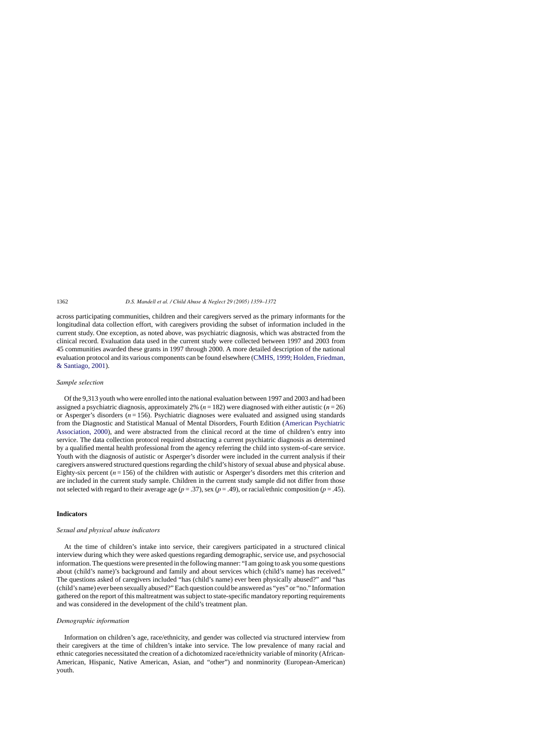across participating communities, children and their caregivers served as the primary informants for the longitudinal data collection effort, with caregivers providing the subset of information included in the current study. One exception, as noted above, was psychiatric diagnosis, which was abstracted from the clinical record. Evaluation data used in the current study were collected between 1997 and 2003 from 45 communities awarded these grants in 1997 through 2000. A more detailed description of the national evaluation protocol and its various components can be found elsewhere (CMHS, 1999; Holden, Friedman, & Santiago, 2001).

### *Sample selection*

Of the 9,313 youth who were enrolled into the national evaluation between 1997 and 2003 and had been assigned a psychiatric diagnosis, approximately 2% ($n = 182$) were diagnosed with either autistic ($n = 26$) or Asperger's disorders ($n = 156$). Psychiatric diagnoses were evaluated and assigned using standards from the Diagnostic and Statistical Manual of Mental Disorders, Fourth Edition (American Psychiatric Association, 2000), and were abstracted from the clinical record at the time of children's entry into service. The data collection protocol required abstracting a current psychiatric diagnosis as determined by a qualified mental health professional from the agency referring the child into system-of-care service. Youth with the diagnosis of autistic or Asperger's disorder were included in the current analysis if their caregivers answered structured questions regarding the child's history of sexual abuse and physical abuse. Eighty-six percent ($n = 156$) of the children with autistic or Asperger's disorders met this criterion and are included in the current study sample. Children in the current study sample did not differ from those not selected with regard to their average age ($p = .37$), sex ($p = .49$), or racial/ethnic composition ($p = .45$).

## **Indicators**

### *Sexual and physical abuse indicators*

At the time of children's intake into service, their caregivers participated in a structured clinical interview during which they were asked questions regarding demographic, service use, and psychosocial information. The questions were presented in the following manner: "I am going to ask you some questions about (child's name)'s background and family and about services which (child's name) has received." The questions asked of caregivers included "has (child's name) ever been physically abused?" and "has (child's name) ever been sexually abused?" Each question could be answered as "yes" or "no." Information gathered on the report of this maltreatment was subject to state-specific mandatory reporting requirements and was considered in the development of the child's treatment plan.

### *Demographic information*

Information on children's age, race/ethnicity, and gender was collected via structured interview from their caregivers at the time of children's intake into service. The low prevalence of many racial and ethnic categories necessitated the creation of a dichotomized race/ethnicity variable of minority (African-American, Hispanic, Native American, Asian, and "other") and nonminority (European-American) youth.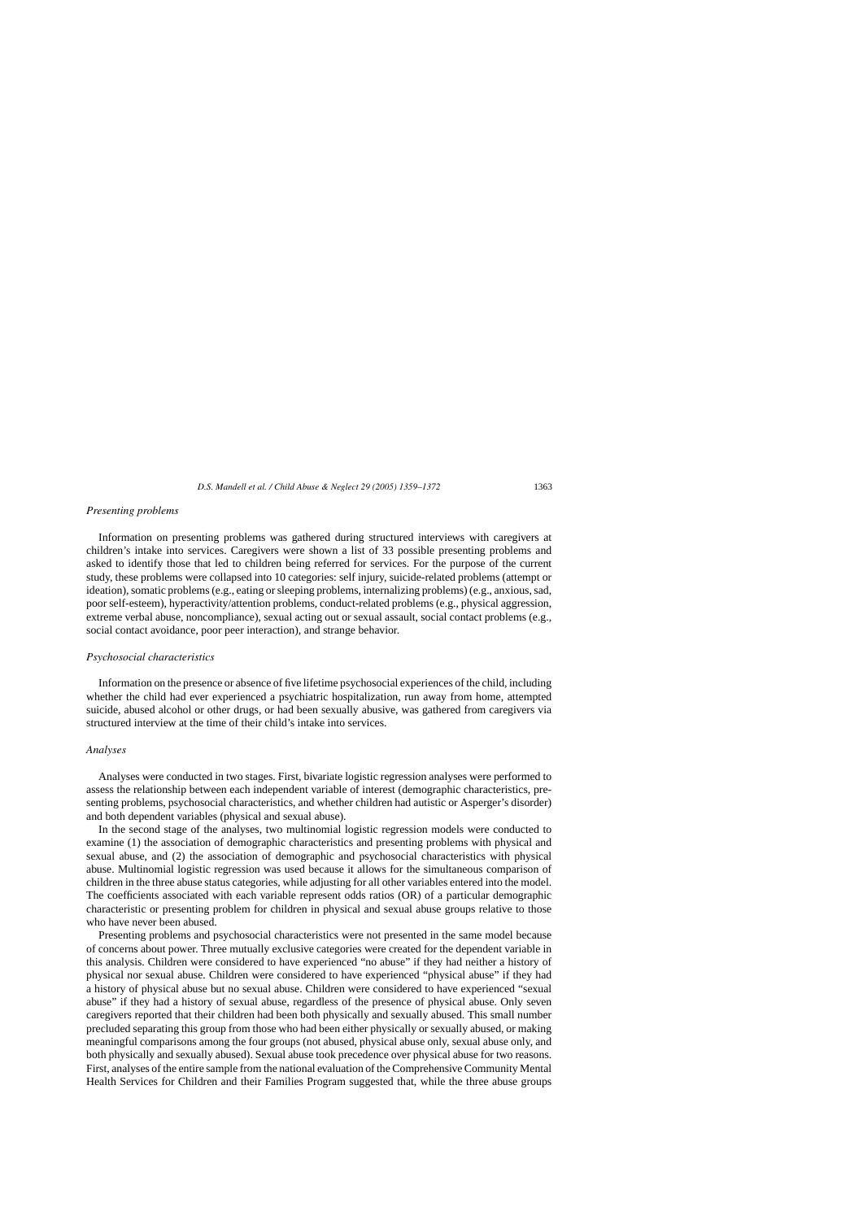*Presenting problems*

Information on presenting problems was gathered during structured interviews with caregivers at children's intake into services. Caregivers were shown a list of 33 possible presenting problems and asked to identify those that led to children being referred for services. For the purpose of the current study, these problems were collapsed into 10 categories: self injury, suicide-related problems (attempt or ideation), somatic problems (e.g., eating or sleeping problems, internalizing problems) (e.g., anxious, sad, poor self-esteem), hyperactivity/attention problems, conduct-related problems (e.g., physical aggression, extreme verbal abuse, noncompliance), sexual acting out or sexual assault, social contact problems (e.g., social contact avoidance, poor peer interaction), and strange behavior.

*Psychosocial characteristics*

Information on the presence or absence of five lifetime psychosocial experiences of the child, including whether the child had ever experienced a psychiatric hospitalization, run away from home, attempted suicide, abused alcohol or other drugs, or had been sexually abusive, was gathered from caregivers via structured interview at the time of their child's intake into services.

*Analyses*

Analyses were conducted in two stages. First, bivariate logistic regression analyses were performed to assess the relationship between each independent variable of interest (demographic characteristics, presenting problems, psychosocial characteristics, and whether children had autistic or Asperger's disorder) and both dependent variables (physical and sexual abuse).

In the second stage of the analyses, two multinomial logistic regression models were conducted to examine (1) the association of demographic characteristics and presenting problems with physical and sexual abuse, and (2) the association of demographic and psychosocial characteristics with physical abuse. Multinomial logistic regression was used because it allows for the simultaneous comparison of children in the three abuse status categories, while adjusting for all other variables entered into the model. The coefficients associated with each variable represent odds ratios (OR) of a particular demographic characteristic or presenting problem for children in physical and sexual abuse groups relative to those who have never been abused.

Presenting problems and psychosocial characteristics were not presented in the same model because of concerns about power. Three mutually exclusive categories were created for the dependent variable in this analysis. Children were considered to have experienced "no abuse" if they had neither a history of physical nor sexual abuse. Children were considered to have experienced "physical abuse" if they had a history of physical abuse but no sexual abuse. Children were considered to have experienced "sexual abuse" if they had a history of sexual abuse, regardless of the presence of physical abuse. Only seven caregivers reported that their children had been both physically and sexually abused. This small number precluded separating this group from those who had been either physically or sexually abused, or making meaningful comparisons among the four groups (not abused, physical abuse only, sexual abuse only, and both physically and sexually abused). Sexual abuse took precedence over physical abuse for two reasons. First, analyses of the entire sample from the national evaluation of the Comprehensive Community Mental Health Services for Children and their Families Program suggested that, while the three abuse groups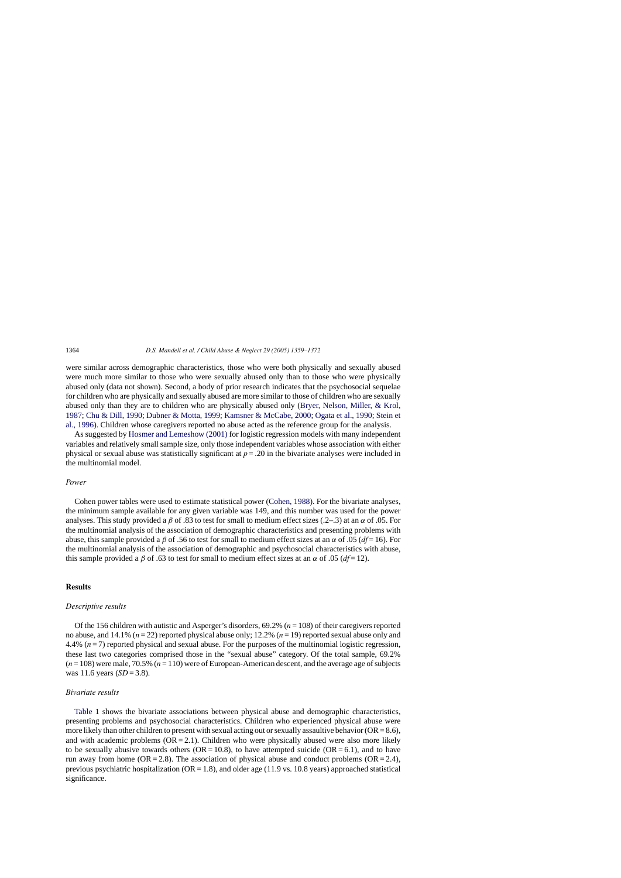were similar across demographic characteristics, those who were both physically and sexually abused were much more similar to those who were sexually abused only than to those who were physically abused only (data not shown). Second, a body of prior research indicates that the psychosocial sequelae for children who are physically and sexually abused are more similar to those of children who are sexually abused only than they are to children who are physically abused only (Bryer, Nelson, Miller, & Krol, 1987; Chu & Dill, 1990; Dubner & Motta, 1999; Kamsner & McCabe, 2000; Ogata et al., 1990; Stein et al., 1996). Children whose caregivers reported no abuse acted as the reference group for the analysis.

As suggested by Hosmer and Lemeshow (2001) for logistic regression models with many independent variables and relatively small sample size, only those independent variables whose association with either physical or sexual abuse was statistically significant at $p = .20$ in the bivariate analyses were included in the multinomial model.

### *Power*

Cohen power tables were used to estimate statistical power (Cohen, 1988). For the bivariate analyses, the minimum sample available for any given variable was 149, and this number was used for the power analyses. This study provided a $\beta$ of .83 to test for small to medium effect sizes (.2–.3) at an $\alpha$ of .05. For the multinomial analysis of the association of demographic characteristics and presenting problems with abuse, this sample provided a $\beta$ of .56 to test for small to medium effect sizes at an $\alpha$ of .05 ($df = 16$). For the multinomial analysis of the association of demographic and psychosocial characteristics with abuse, this sample provided a $\beta$ of .63 to test for small to medium effect sizes at an $\alpha$ of .05 ($df = 12$).

## Results

### *Descriptive results*

Of the 156 children with autistic and Asperger's disorders, 69.2% ($n = 108$) of their caregivers reported no abuse, and 14.1% ($n = 22$) reported physical abuse only; 12.2% ($n = 19$) reported sexual abuse only and 4.4% ($n = 7$) reported physical and sexual abuse. For the purposes of the multinomial logistic regression, these last two categories comprised those in the "sexual abuse" category. Of the total sample, 69.2% ($n = 108$) were male, 70.5% ($n = 110$) were of European-American descent, and the average age of subjects was 11.6 years ($SD = 3.8$).

### *Bivariate results*

Table 1 shows the bivariate associations between physical abuse and demographic characteristics, presenting problems and psychosocial characteristics. Children who experienced physical abuse were more likely than other children to present with sexual acting out or sexually assaultive behavior (OR = 8.6), and with academic problems (OR = 2.1). Children who were physically abused were also more likely to be sexually abusive towards others (OR = 10.8), to have attempted suicide (OR = 6.1), and to have run away from home (OR = 2.8). The association of physical abuse and conduct problems (OR = 2.4), previous psychiatric hospitalization (OR = 1.8), and older age (11.9 vs. 10.8 years) approached statistical significance.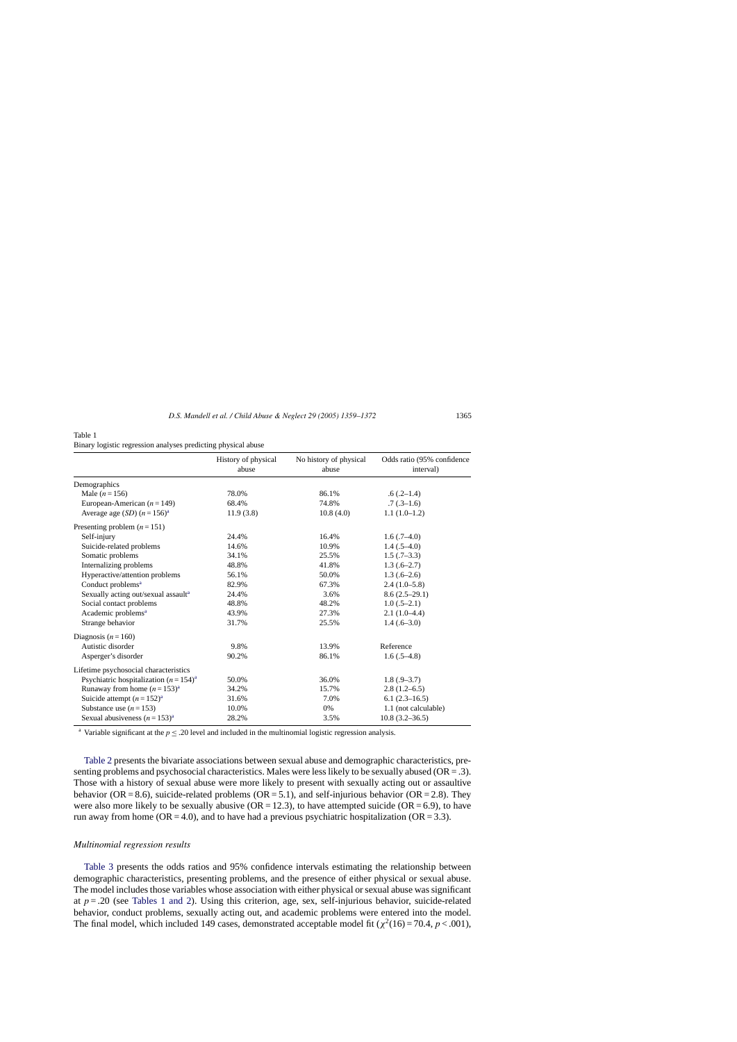Table 1
Binary logistic regression analyses predicting physical abuse

| | History of physical abuse | No history of physical abuse | Odds ratio (95% confidence interval) |
|---|---|---|---|
| Demographics | | | |
| Male ($n = 156$) | 78.0% | 86.1% | .6 (.2–1.4) |
| European-American ($n = 149$) | 68.4% | 74.8% | .7 (.3–1.6) |
| Average age (*SD*) ($n = 156$)[a] | 11.9 (3.8) | 10.8 (4.0) | 1.1 (1.0–1.2) |
| Presenting problem ($n = 151$) | | | |
| Self-injury | 24.4% | 16.4% | 1.6 (.7–4.0) |
| Suicide-related problems | 14.6% | 10.9% | 1.4 (.5–4.0) |
| Somatic problems | 34.1% | 25.5% | 1.5 (.7–3.3) |
| Internalizing problems | 48.8% | 41.8% | 1.3 (.6–2.7) |
| Hyperactive/attention problems | 56.1% | 50.0% | 1.3 (.6–2.6) |
| Conduct problems[a] | 82.9% | 67.3% | 2.4 (1.0–5.8) |
| Sexually acting out/sexual assault[a] | 24.4% | 3.6% | 8.6 (2.5–29.1) |
| Social contact problems | 48.8% | 48.2% | 1.0 (.5–2.1) |
| Academic problems[a] | 43.9% | 27.3% | 2.1 (1.0–4.4) |
| Strange behavior | 31.7% | 25.5% | 1.4 (.6–3.0) |
| Diagnosis ($n = 160$) | | | |
| Autistic disorder | 9.8% | 13.9% | Reference |
| Asperger's disorder | 90.2% | 86.1% | 1.6 (.5–4.8) |
| Lifetime psychosocial characteristics | | | |
| Psychiatric hospitalization ($n = 154$)[a] | 50.0% | 36.0% | 1.8 (.9–3.7) |
| Runaway from home ($n = 153$)[a] | 34.2% | 15.7% | 2.8 (1.2–6.5) |
| Suicide attempt ($n = 152$)[a] | 31.6% | 7.0% | 6.1 (2.3–16.5) |
| Substance use ($n = 153$) | 10.0% | 0% | 1.1 (not calculable) |
| Sexual abusiveness ($n = 153$)[a] | 28.2% | 3.5% | 10.8 (3.2–36.5) |

[a] Variable significant at the $p \leq .20$ level and included in the multinomial logistic regression analysis.

Table 2 presents the bivariate associations between sexual abuse and demographic characteristics, presenting problems and psychosocial characteristics. Males were less likely to be sexually abused (OR = .3). Those with a history of sexual abuse were more likely to present with sexually acting out or assaultive behavior (OR = 8.6), suicide-related problems (OR = 5.1), and self-injurious behavior (OR = 2.8). They were also more likely to be sexually abusive (OR = 12.3), to have attempted suicide (OR = 6.9), to have run away from home (OR = 4.0), and to have had a previous psychiatric hospitalization (OR = 3.3).

### *Multinomial regression results*

Table 3 presents the odds ratios and 95% confidence intervals estimating the relationship between demographic characteristics, presenting problems, and the presence of either physical or sexual abuse. The model includes those variables whose association with either physical or sexual abuse was significant at $p = .20$ (see Tables 1 and 2). Using this criterion, age, sex, self-injurious behavior, suicide-related behavior, conduct problems, sexually acting out, and academic problems were entered into the model. The final model, which included 149 cases, demonstrated acceptable model fit ($\chi^2(16) = 70.4$, $p < .001$),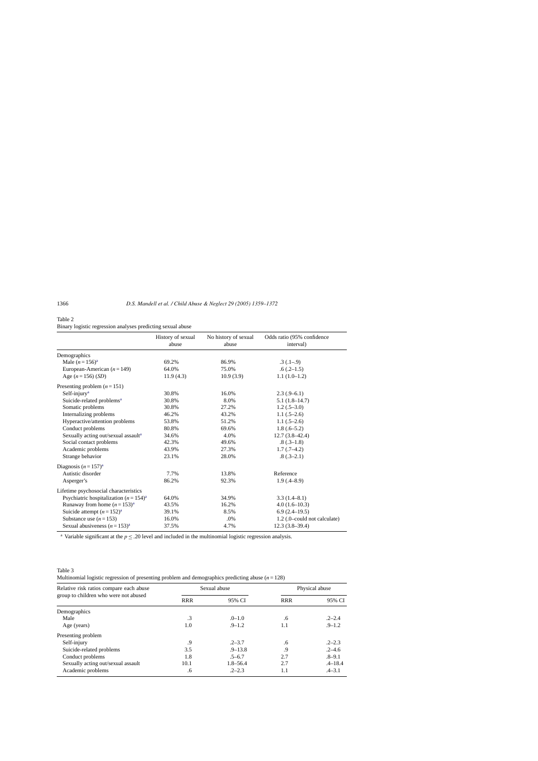Table 2
Binary logistic regression analyses predicting sexual abuse

| | History of sexual abuse | No history of sexual abuse | Odds ratio (95% confidence interval) |
|---|---|---|---|
| Demographics | | | |
| Male ($n = 156$)[a] | 69.2% | 86.9% | .3 (.1–.9) |
| European-American ($n = 149$) | 64.0% | 75.0% | .6 (.2–1.5) |
| Age ($n = 156$) (*SD*) | 11.9 (4.3) | 10.9 (3.9) | 1.1 (1.0–1.2) |
| Presenting problem ($n = 151$) | | | |
| Self-injury[a] | 30.8% | 16.0% | 2.3 (.9–6.1) |
| Suicide-related problems[a] | 30.8% | 8.0% | 5.1 (1.8–14.7) |
| Somatic problems | 30.8% | 27.2% | 1.2 (.5–3.0) |
| Internalizing problems | 46.2% | 43.2% | 1.1 (.5–2.6) |
| Hyperactive/attention problems | 53.8% | 51.2% | 1.1 (.5–2.6) |
| Conduct problems | 80.8% | 69.6% | 1.8 (.6–5.2) |
| Sexually acting out/sexual assault[a] | 34.6% | 4.0% | 12.7 (3.8–42.4) |
| Social contact problems | 42.3% | 49.6% | .8 (.3–1.8) |
| Academic problems | 43.9% | 27.3% | 1.7 (.7–4.2) |
| Strange behavior | 23.1% | 28.0% | .8 (.3–2.1) |
| Diagnosis ($n = 157$)[a] | | | |
| Autistic disorder | 7.7% | 13.8% | Reference |
| Asperger's | 86.2% | 92.3% | 1.9 (.4–8.9) |
| Lifetime psychosocial characteristics | | | |
| Psychiatric hospitalization ($n = 154$)[a] | 64.0% | 34.9% | 3.3 (1.4–8.1) |
| Runaway from home ($n = 153$)[a] | 43.5% | 16.2% | 4.0 (1.6–10.3) |
| Suicide attempt ($n = 152$)[a] | 39.1% | 8.5% | 6.9 (2.4–19.5) |
| Substance use ($n = 153$) | 16.0% | .0% | 1.2 (.0–could not calculate) |
| Sexual abusiveness ($n = 153$)[a] | 37.5% | 4.7% | 12.3 (3.8–39.4) |

[a] Variable significant at the $p \leq .20$ level and included in the multinomial logistic regression analysis.

Table 3
Multinomial logistic regression of presenting problem and demographics predicting abuse ($n = 128$)

| Relative risk ratios compare each abuse group to children who were not abused | Sexual abuse | | Physical abuse | |
|---|---|---|---|---|
| | RRR | 95% CI | RRR | 95% CI |
| Demographics | | | | |
| Male | .3 | .0–1.0 | .6 | .2–2.4 |
| Age (years) | 1.0 | .9–1.2 | 1.1 | .9–1.2 |
| Presenting problem | | | | |
| Self-injury | .9 | .2–3.7 | .6 | .2–2.3 |
| Suicide-related problems | 3.5 | .9–13.8 | .9 | .2–4.6 |
| Conduct problems | 1.8 | .5–6.7 | 2.7 | .8–9.1 |
| Sexually acting out/sexual assault | 10.1 | 1.8–56.4 | 2.7 | .4–18.4 |
| Academic problems | .6 | .2–2.3 | 1.1 | .4–3.1 |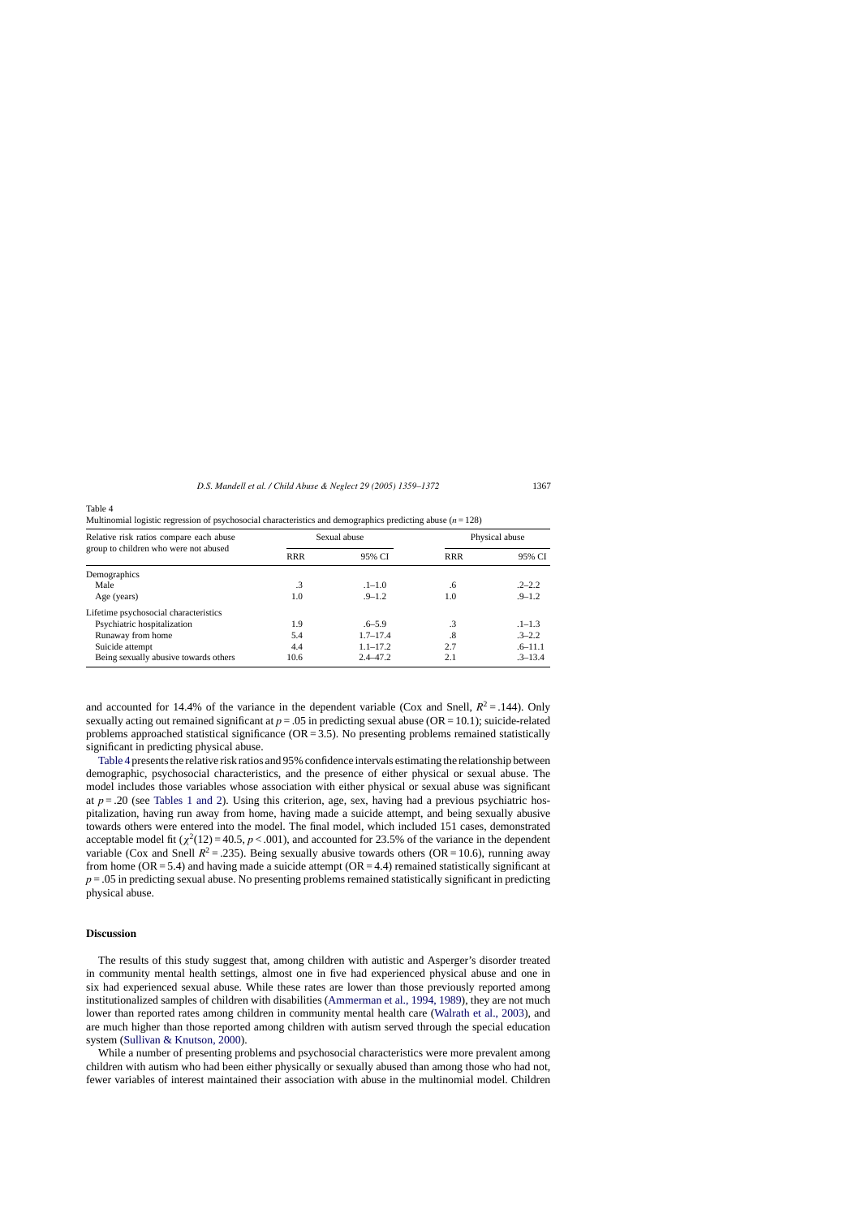Table 4
Multinomial logistic regression of psychosocial characteristics and demographics predicting abuse ($n = 128$)

| Relative risk ratios compare each abuse group to children who were not abused | Sexual abuse | | Physical abuse | |
|---|---|---|---|---|
| | RRR | 95% CI | RRR | 95% CI |
| Demographics | | | | |
| Male | .3 | .1–1.0 | .6 | .2–2.2 |
| Age (years) | 1.0 | .9–1.2 | 1.0 | .9–1.2 |
| Lifetime psychosocial characteristics | | | | |
| Psychiatric hospitalization | 1.9 | .6–5.9 | .3 | .1–1.3 |
| Runaway from home | 5.4 | 1.7–17.4 | .8 | .3–2.2 |
| Suicide attempt | 4.4 | 1.1–17.2 | 2.7 | .6–11.1 |
| Being sexually abusive towards others | 10.6 | 2.4–47.2 | 2.1 | .3–13.4 |

and accounted for 14.4% of the variance in the dependent variable (Cox and Snell, $R^2 = .144$). Only sexually acting out remained significant at $p = .05$ in predicting sexual abuse (OR = 10.1); suicide-related problems approached statistical significance (OR = 3.5). No presenting problems remained statistically significant in predicting physical abuse.

Table 4 presents the relative risk ratios and 95% confidence intervals estimating the relationship between demographic, psychosocial characteristics, and the presence of either physical or sexual abuse. The model includes those variables whose association with either physical or sexual abuse was significant at $p = .20$ (see Tables 1 and 2). Using this criterion, age, sex, having had a previous psychiatric hospitalization, having run away from home, having made a suicide attempt, and being sexually abusive towards others were entered into the model. The final model, which included 151 cases, demonstrated acceptable model fit ($\chi^2(12) = 40.5$, $p < .001$), and accounted for 23.5% of the variance in the dependent variable (Cox and Snell $R^2 = .235$). Being sexually abusive towards others (OR = 10.6), running away from home (OR = 5.4) and having made a suicide attempt (OR = 4.4) remained statistically significant at $p = .05$ in predicting sexual abuse. No presenting problems remained statistically significant in predicting physical abuse.

## Discussion

The results of this study suggest that, among children with autistic and Asperger's disorder treated in community mental health settings, almost one in five had experienced physical abuse and one in six had experienced sexual abuse. While these rates are lower than those previously reported among institutionalized samples of children with disabilities (Ammerman et al., 1994, 1989), they are not much lower than reported rates among children in community mental health care (Walrath et al., 2003), and are much higher than those reported among children with autism served through the special education system (Sullivan & Knutson, 2000).

While a number of presenting problems and psychosocial characteristics were more prevalent among children with autism who had been either physically or sexually abused than among those who had not, fewer variables of interest maintained their association with abuse in the multinomial model. Children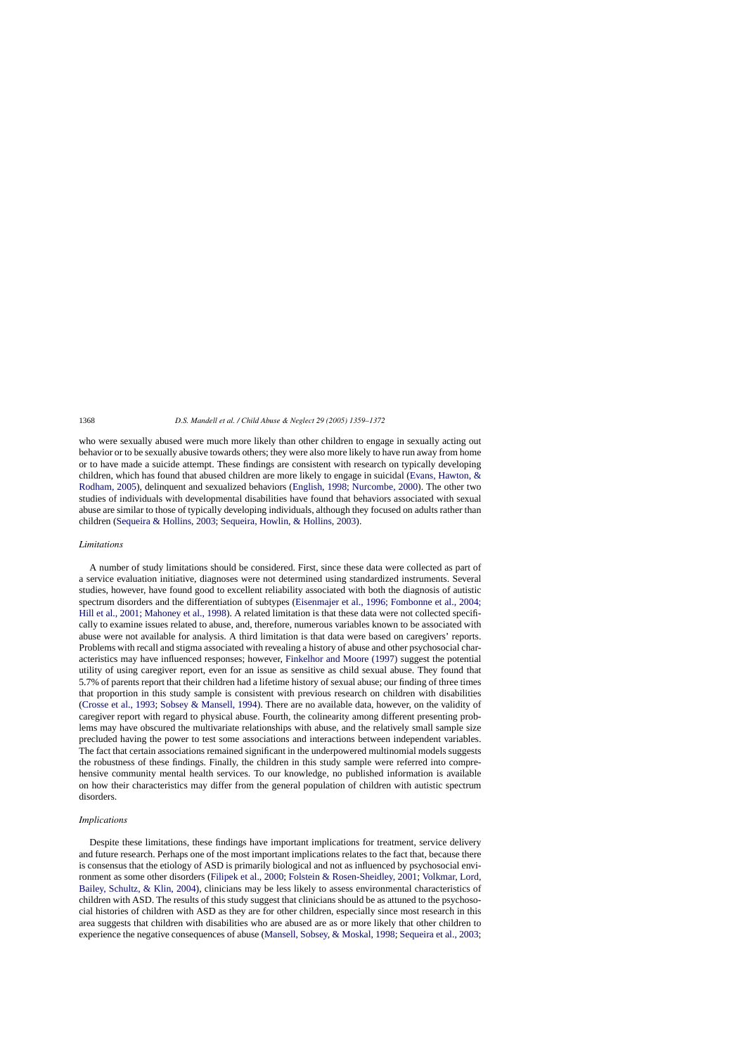who were sexually abused were much more likely than other children to engage in sexually acting out behavior or to be sexually abusive towards others; they were also more likely to have run away from home or to have made a suicide attempt. These findings are consistent with research on typically developing children, which has found that abused children are more likely to engage in suicidal (Evans, Hawton, & Rodham, 2005), delinquent and sexualized behaviors (English, 1998; Nurcombe, 2000). The other two studies of individuals with developmental disabilities have found that behaviors associated with sexual abuse are similar to those of typically developing individuals, although they focused on adults rather than children (Sequeira & Hollins, 2003; Sequeira, Howlin, & Hollins, 2003).

### *Limitations*

A number of study limitations should be considered. First, since these data were collected as part of a service evaluation initiative, diagnoses were not determined using standardized instruments. Several studies, however, have found good to excellent reliability associated with both the diagnosis of autistic spectrum disorders and the differentiation of subtypes (Eisenmajer et al., 1996; Fombonne et al., 2004; Hill et al., 2001; Mahoney et al., 1998). A related limitation is that these data were not collected specifically to examine issues related to abuse, and, therefore, numerous variables known to be associated with abuse were not available for analysis. A third limitation is that data were based on caregivers' reports. Problems with recall and stigma associated with revealing a history of abuse and other psychosocial characteristics may have influenced responses; however, Finkelhor and Moore (1997) suggest the potential utility of using caregiver report, even for an issue as sensitive as child sexual abuse. They found that 5.7% of parents report that their children had a lifetime history of sexual abuse; our finding of three times that proportion in this study sample is consistent with previous research on children with disabilities (Crosse et al., 1993; Sobsey & Mansell, 1994). There are no available data, however, on the validity of caregiver report with regard to physical abuse. Fourth, the colinearity among different presenting problems may have obscured the multivariate relationships with abuse, and the relatively small sample size precluded having the power to test some associations and interactions between independent variables. The fact that certain associations remained significant in the underpowered multinomial models suggests the robustness of these findings. Finally, the children in this study sample were referred into comprehensive community mental health services. To our knowledge, no published information is available on how their characteristics may differ from the general population of children with autistic spectrum disorders.

### *Implications*

Despite these limitations, these findings have important implications for treatment, service delivery and future research. Perhaps one of the most important implications relates to the fact that, because there is consensus that the etiology of ASD is primarily biological and not as influenced by psychosocial environment as some other disorders (Filipek et al., 2000; Folstein & Rosen-Sheidley, 2001; Volkmar, Lord, Bailey, Schultz, & Klin, 2004), clinicians may be less likely to assess environmental characteristics of children with ASD. The results of this study suggest that clinicians should be as attuned to the psychosocial histories of children with ASD as they are for other children, especially since most research in this area suggests that children with disabilities who are abused are as or more likely that other children to experience the negative consequences of abuse (Mansell, Sobsey, & Moskal, 1998; Sequeira et al., 2003;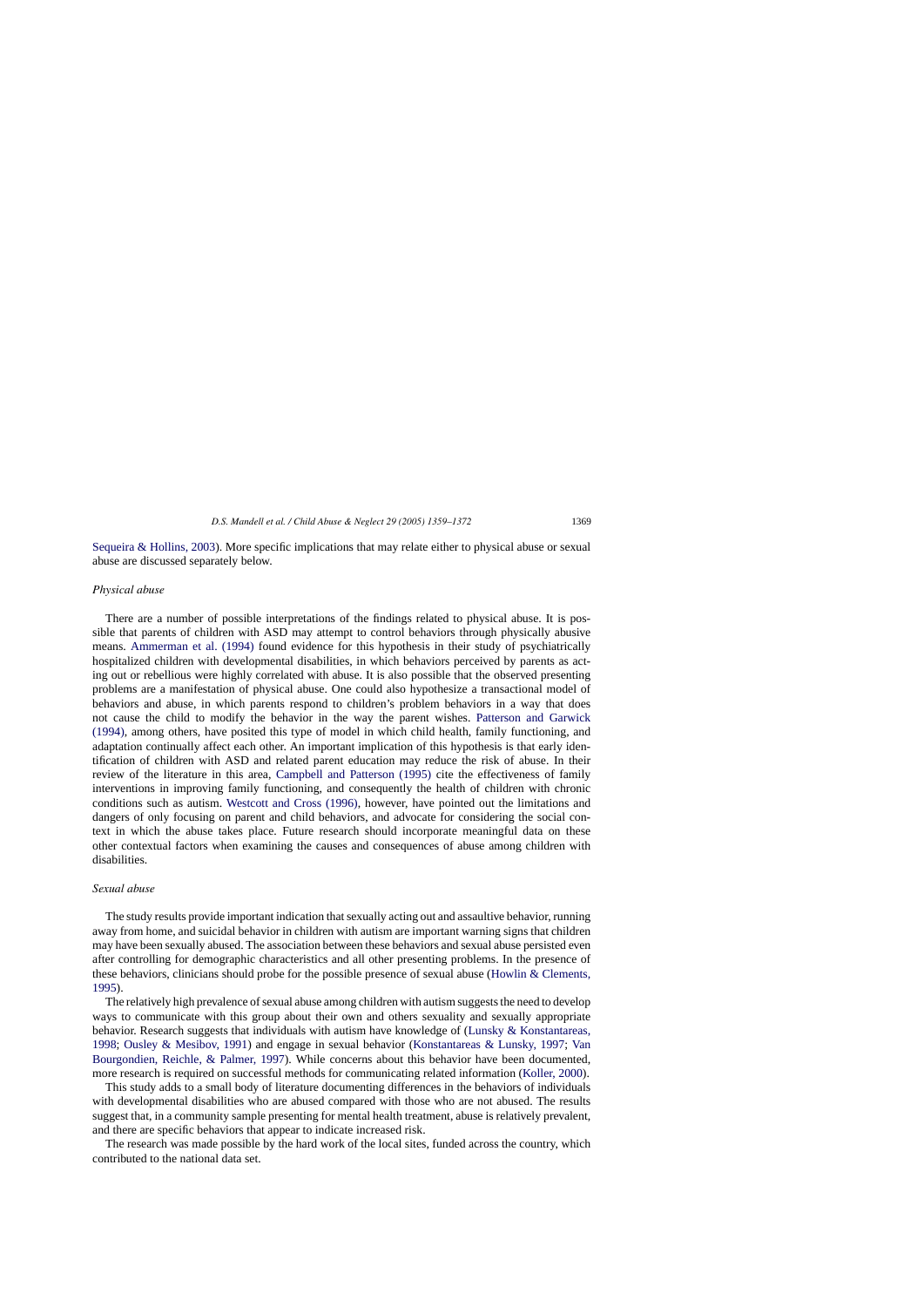Sequeira & Hollins, 2003). More specific implications that may relate either to physical abuse or sexual abuse are discussed separately below.

### *Physical abuse*

There are a number of possible interpretations of the findings related to physical abuse. It is possible that parents of children with ASD may attempt to control behaviors through physically abusive means. Ammerman et al. (1994) found evidence for this hypothesis in their study of psychiatrically hospitalized children with developmental disabilities, in which behaviors perceived by parents as acting out or rebellious were highly correlated with abuse. It is also possible that the observed presenting problems are a manifestation of physical abuse. One could also hypothesize a transactional model of behaviors and abuse, in which parents respond to children's problem behaviors in a way that does not cause the child to modify the behavior in the way the parent wishes. Patterson and Garwick (1994), among others, have posited this type of model in which child health, family functioning, and adaptation continually affect each other. An important implication of this hypothesis is that early identification of children with ASD and related parent education may reduce the risk of abuse. In their review of the literature in this area, Campbell and Patterson (1995) cite the effectiveness of family interventions in improving family functioning, and consequently the health of children with chronic conditions such as autism. Westcott and Cross (1996), however, have pointed out the limitations and dangers of only focusing on parent and child behaviors, and advocate for considering the social context in which the abuse takes place. Future research should incorporate meaningful data on these other contextual factors when examining the causes and consequences of abuse among children with disabilities.

### *Sexual abuse*

The study results provide important indication that sexually acting out and assaultive behavior, running away from home, and suicidal behavior in children with autism are important warning signs that children may have been sexually abused. The association between these behaviors and sexual abuse persisted even after controlling for demographic characteristics and all other presenting problems. In the presence of these behaviors, clinicians should probe for the possible presence of sexual abuse (Howlin & Clements, 1995).

The relatively high prevalence of sexual abuse among children with autism suggests the need to develop ways to communicate with this group about their own and others sexuality and sexually appropriate behavior. Research suggests that individuals with autism have knowledge of (Lunsky & Konstantareas, 1998; Ousley & Mesibov, 1991) and engage in sexual behavior (Konstantareas & Lunsky, 1997; Van Bourgondien, Reichle, & Palmer, 1997). While concerns about this behavior have been documented, more research is required on successful methods for communicating related information (Koller, 2000).

This study adds to a small body of literature documenting differences in the behaviors of individuals with developmental disabilities who are abused compared with those who are not abused. The results suggest that, in a community sample presenting for mental health treatment, abuse is relatively prevalent, and there are specific behaviors that appear to indicate increased risk.

The research was made possible by the hard work of the local sites, funded across the country, which contributed to the national data set.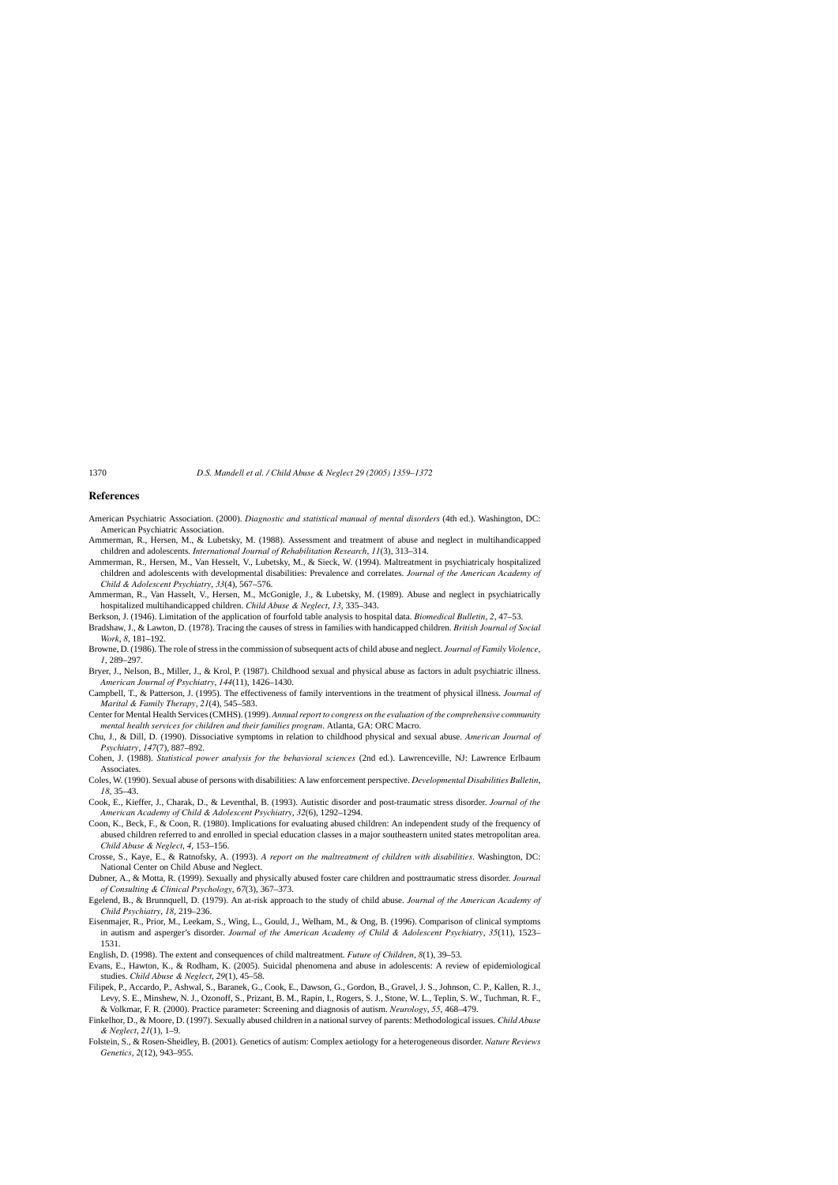## References

American Psychiatric Association. (2000). *Diagnostic and statistical manual of mental disorders* (4th ed.). Washington, DC: American Psychiatric Association.

Ammerman, R., Hersen, M., & Lubetsky, M. (1988). Assessment and treatment of abuse and neglect in multihandicapped children and adolescents. *International Journal of Rehabilitation Research*, *11*(3), 313–314.

Ammerman, R., Hersen, M., Van Hesselt, V., Lubetsky, M., & Sieck, W. (1994). Maltreatment in psychiatricaly hospitalized children and adolescents with developmental disabilities: Prevalence and correlates. *Journal of the American Academy of Child & Adolescent Psychiatry*, *33*(4), 567–576.

Ammerman, R., Van Hasselt, V., Hersen, M., McGonigle, J., & Lubetsky, M. (1989). Abuse and neglect in psychiatrically hospitalized multihandicapped children. *Child Abuse & Neglect*, *13*, 335–343.

Berkson, J. (1946). Limitation of the application of fourfold table analysis to hospital data. *Biomedical Bulletin*, *2*, 47–53.

Bradshaw, J., & Lawton, D. (1978). Tracing the causes of stress in families with handicapped children. *British Journal of Social Work*, *8*, 181–192.

Browne, D. (1986). The role of stress in the commission of subsequent acts of child abuse and neglect. *Journal of Family Violence*, *1*, 289–297.

Bryer, J., Nelson, B., Miller, J., & Krol, P. (1987). Childhood sexual and physical abuse as factors in adult psychiatric illness. *American Journal of Psychiatry*, *144*(11), 1426–1430.

Campbell, T., & Patterson, J. (1995). The effectiveness of family interventions in the treatment of physical illness. *Journal of Marital & Family Therapy*, *21*(4), 545–583.

Center for Mental Health Services (CMHS). (1999). *Annual report to congress on the evaluation of the comprehensive community mental health services for children and their families program*. Atlanta, GA: ORC Macro.

Chu, J., & Dill, D. (1990). Dissociative symptoms in relation to childhood physical and sexual abuse. *American Journal of Psychiatry*, *147*(7), 887–892.

Cohen, J. (1988). *Statistical power analysis for the behavioral sciences* (2nd ed.). Lawrenceville, NJ: Lawrence Erlbaum Associates.

Coles, W. (1990). Sexual abuse of persons with disabilities: A law enforcement perspective. *Developmental Disabilities Bulletin*, *18*, 35–43.

Cook, E., Kieffer, J., Charak, D., & Leventhal, B. (1993). Autistic disorder and post-traumatic stress disorder. *Journal of the American Academy of Child & Adolescent Psychiatry*, *32*(6), 1292–1294.

Coon, K., Beck, F., & Coon, R. (1980). Implications for evaluating abused children: An independent study of the frequency of abused children referred to and enrolled in special education classes in a major southeastern united states metropolitan area. *Child Abuse & Neglect*, *4*, 153–156.

Crosse, S., Kaye, E., & Ratnofsky, A. (1993). *A report on the maltreatment of children with disabilities*. Washington, DC: National Center on Child Abuse and Neglect.

Dubner, A., & Motta, R. (1999). Sexually and physically abused foster care children and posttraumatic stress disorder. *Journal of Consulting & Clinical Psychology*, *67*(3), 367–373.

Egelend, B., & Brunnquell, D. (1979). An at-risk approach to the study of child abuse. *Journal of the American Academy of Child Psychiatry*, *18*, 219–236.

Eisenmajer, R., Prior, M., Leekam, S., Wing, L., Gould, J., Welham, M., & Ong, B. (1996). Comparison of clinical symptoms in autism and asperger's disorder. *Journal of the American Academy of Child & Adolescent Psychiatry*, *35*(11), 1523–1531.

English, D. (1998). The extent and consequences of child maltreatment. *Future of Children*, *8*(1), 39–53.

Evans, E., Hawton, K., & Rodham, K. (2005). Suicidal phenomena and abuse in adolescents: A review of epidemiological studies. *Child Abuse & Neglect*, *29*(1), 45–58.

Filipek, P., Accardo, P., Ashwal, S., Baranek, G., Cook, E., Dawson, G., Gordon, B., Gravel, J. S., Johnson, C. P., Kallen, R. J., Levy, S. E., Minshew, N. J., Ozonoff, S., Prizant, B. M., Rapin, I., Rogers, S. J., Stone, W. L., Teplin, S. W., Tuchman, R. F., & Volkmar, F. R. (2000). Practice parameter: Screening and diagnosis of autism. *Neurology*, *55*, 468–479.

Finkelhor, D., & Moore, D. (1997). Sexually abused children in a national survey of parents: Methodological issues. *Child Abuse & Neglect*, *21*(1), 1–9.

Folstein, S., & Rosen-Sheidley, B. (2001). Genetics of autism: Complex aetiology for a heterogeneous disorder. *Nature Reviews Genetics*, *2*(12), 943–955.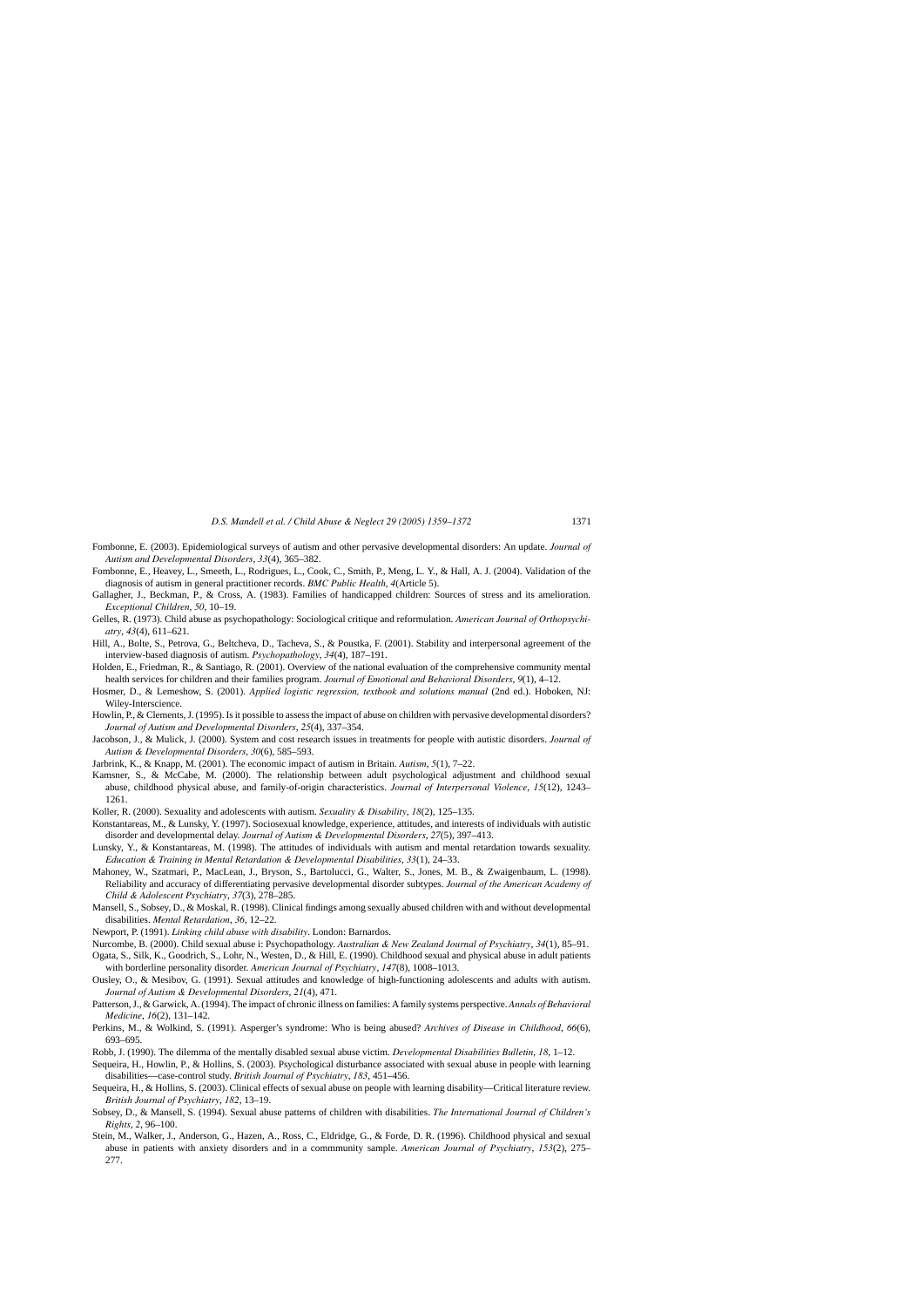Fombonne, E. (2003). Epidemiological surveys of autism and other pervasive developmental disorders: An update. *Journal of Autism and Developmental Disorders*, *33*(4), 365–382.

Fombonne, E., Heavey, L., Smeeth, L., Rodrigues, L., Cook, C., Smith, P., Meng, L. Y., & Hall, A. J. (2004). Validation of the diagnosis of autism in general practitioner records. *BMC Public Health*, *4*(Article 5).

Gallagher, J., Beckman, P., & Cross, A. (1983). Families of handicapped children: Sources of stress and its amelioration. *Exceptional Children*, *50*, 10–19.

Gelles, R. (1973). Child abuse as psychopathology: Sociological critique and reformulation. *American Journal of Orthopsychiatry*, *43*(4), 611–621.

Hill, A., Bolte, S., Petrova, G., Beltcheva, D., Tacheva, S., & Poustka, F. (2001). Stability and interpersonal agreement of the interview-based diagnosis of autism. *Psychopathology*, *34*(4), 187–191.

Holden, E., Friedman, R., & Santiago, R. (2001). Overview of the national evaluation of the comprehensive community mental health services for children and their families program. *Journal of Emotional and Behavioral Disorders*, *9*(1), 4–12.

Hosmer, D., & Lemeshow, S. (2001). *Applied logistic regression, textbook and solutions manual* (2nd ed.). Hoboken, NJ: Wiley-Interscience.

Howlin, P., & Clements, J. (1995). Is it possible to assess the impact of abuse on children with pervasive developmental disorders? *Journal of Autism and Developmental Disorders*, *25*(4), 337–354.

Jacobson, J., & Mulick, J. (2000). System and cost research issues in treatments for people with autistic disorders. *Journal of Autism & Developmental Disorders*, *30*(6), 585–593.

Jarbrink, K., & Knapp, M. (2001). The economic impact of autism in Britain. *Autism*, *5*(1), 7–22.

Kamsner, S., & McCabe, M. (2000). The relationship between adult psychological adjustment and childhood sexual abuse, childhood physical abuse, and family-of-origin characteristics. *Journal of Interpersonal Violence*, *15*(12), 1243–1261.

Koller, R. (2000). Sexuality and adolescents with autism. *Sexuality & Disability*, *18*(2), 125–135.

Konstantareas, M., & Lunsky, Y. (1997). Sociosexual knowledge, experience, attitudes, and interests of individuals with autistic disorder and developmental delay. *Journal of Autism & Developmental Disorders*, *27*(5), 397–413.

Lunsky, Y., & Konstantareas, M. (1998). The attitudes of individuals with autism and mental retardation towards sexuality. *Education & Training in Mental Retardation & Developmental Disabilities*, *33*(1), 24–33.

Mahoney, W., Szatmari, P., MacLean, J., Bryson, S., Bartolucci, G., Walter, S., Jones, M. B., & Zwaigenbaum, L. (1998). Reliability and accuracy of differentiating pervasive developmental disorder subtypes. *Journal of the American Academy of Child & Adolescent Psychiatry*, *37*(3), 278–285.

Mansell, S., Sobsey, D., & Moskal, R. (1998). Clinical findings among sexually abused children with and without developmental disabilities. *Mental Retardation*, *36*, 12–22.

Newport, P. (1991). *Linking child abuse with disability*. London: Barnardos.

Nurcombe, B. (2000). Child sexual abuse i: Psychopathology. *Australian & New Zealand Journal of Psychiatry*, *34*(1), 85–91.

Ogata, S., Silk, K., Goodrich, S., Lohr, N., Westen, D., & Hill, E. (1990). Childhood sexual and physical abuse in adult patients with borderline personality disorder. *American Journal of Psychiatry*, *147*(8), 1008–1013.

Ousley, O., & Mesibov, G. (1991). Sexual attitudes and knowledge of high-functioning adolescents and adults with autism. *Journal of Autism & Developmental Disorders*, *21*(4), 471.

Patterson, J., & Garwick, A. (1994). The impact of chronic illness on families: A family systems perspective. *Annals of Behavioral Medicine*, *16*(2), 131–142.

Perkins, M., & Wolkind, S. (1991). Asperger's syndrome: Who is being abused? *Archives of Disease in Childhood*, *66*(6), 693–695.

Robb, J. (1990). The dilemma of the mentally disabled sexual abuse victim. *Developmental Disabilities Bulletin*, *18*, 1–12.

Sequeira, H., Howlin, P., & Hollins, S. (2003). Psychological disturbance associated with sexual abuse in people with learning disabilities—case-control study. *British Journal of Psychiatry*, *183*, 451–456.

Sequeira, H., & Hollins, S. (2003). Clinical effects of sexual abuse on people with learning disability—Critical literature review. *British Journal of Psychiatry*, *182*, 13–19.

Sobsey, D., & Mansell, S. (1994). Sexual abuse patterns of children with disabilities. *The International Journal of Children's Rights*, *2*, 96–100.

Stein, M., Walker, J., Anderson, G., Hazen, A., Ross, C., Eldridge, G., & Forde, D. R. (1996). Childhood physical and sexual abuse in patients with anxiety disorders and in a commmunity sample. *American Journal of Psychiatry*, *153*(2), 275–277.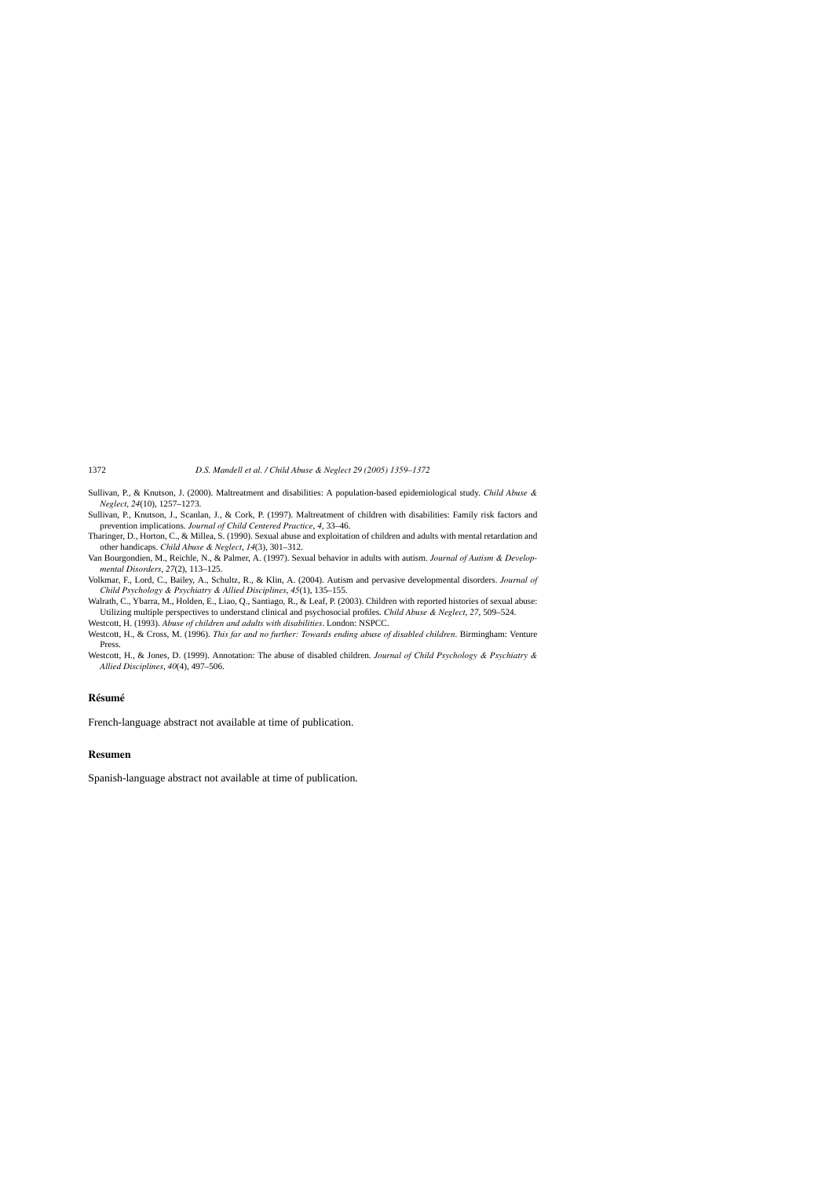Sullivan, P., & Knutson, J. (2000). Maltreatment and disabilities: A population-based epidemiological study. *Child Abuse & Neglect*, *24*(10), 1257–1273.

Sullivan, P., Knutson, J., Scanlan, J., & Cork, P. (1997). Maltreatment of children with disabilities: Family risk factors and prevention implications. *Journal of Child Centered Practice*, *4*, 33–46.

Tharinger, D., Horton, C., & Millea, S. (1990). Sexual abuse and exploitation of children and adults with mental retardation and other handicaps. *Child Abuse & Neglect*, *14*(3), 301–312.

Van Bourgondien, M., Reichle, N., & Palmer, A. (1997). Sexual behavior in adults with autism. *Journal of Autism & Developmental Disorders*, *27*(2), 113–125.

Volkmar, F., Lord, C., Bailey, A., Schultz, R., & Klin, A. (2004). Autism and pervasive developmental disorders. *Journal of Child Psychology & Psychiatry & Allied Disciplines*, *45*(1), 135–155.

Walrath, C., Ybarra, M., Holden, E., Liao, Q., Santiago, R., & Leaf, P. (2003). Children with reported histories of sexual abuse: Utilizing multiple perspectives to understand clinical and psychosocial profiles. *Child Abuse & Neglect*, *27*, 509–524.

Westcott, H. (1993). *Abuse of children and adults with disabilities*. London: NSPCC.

Westcott, H., & Cross, M. (1996). *This far and no further: Towards ending abuse of disabled children*. Birmingham: Venture Press.

Westcott, H., & Jones, D. (1999). Annotation: The abuse of disabled children. *Journal of Child Psychology & Psychiatry & Allied Disciplines*, *40*(4), 497–506.

## Résumé

French-language abstract not available at time of publication.

## Resumen

Spanish-language abstract not available at time of publication.